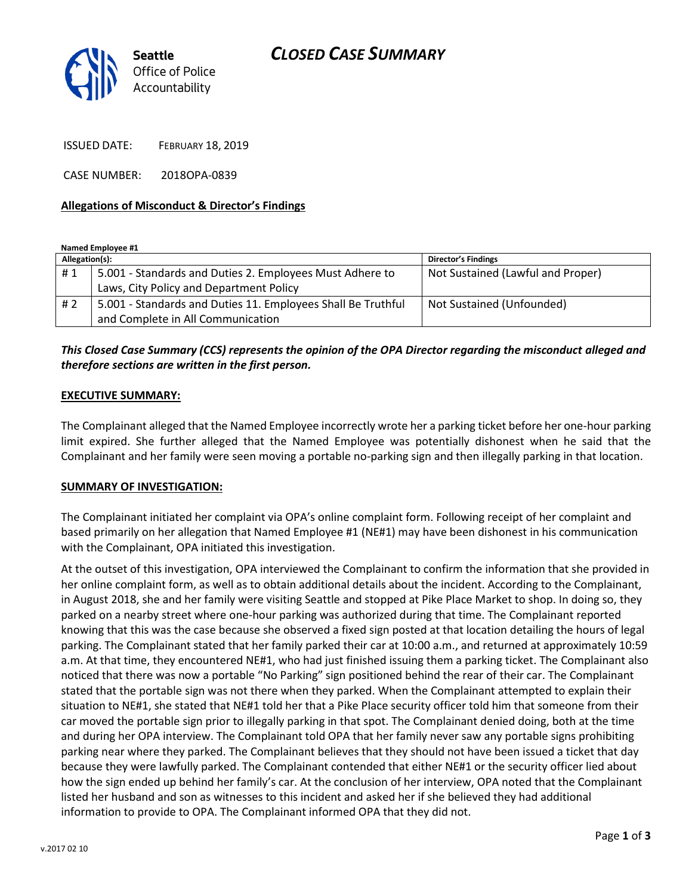Seattle Office of Police Accountability

# CLOSED CASE SUMMARY

ISSUED DATE: FEBRUARY 18, 2019

CASE NUMBER: 2018OPA-0839

**Allegations of Misconduct & Director's Findings**

**Named Employee #1**

| Allegation(s): | | Director's Findings |
|---|---|---|
| # 1 | 5.001 - Standards and Duties 2. Employees Must Adhere to Laws, City Policy and Department Policy | Not Sustained (Lawful and Proper) |
| # 2 | 5.001 - Standards and Duties 11. Employees Shall Be Truthful and Complete in All Communication | Not Sustained (Unfounded) |

***This Closed Case Summary (CCS) represents the opinion of the OPA Director regarding the misconduct alleged and therefore sections are written in the first person.***

**EXECUTIVE SUMMARY:**

The Complainant alleged that the Named Employee incorrectly wrote her a parking ticket before her one-hour parking limit expired. She further alleged that the Named Employee was potentially dishonest when he said that the Complainant and her family were seen moving a portable no-parking sign and then illegally parking in that location.

**SUMMARY OF INVESTIGATION:**

The Complainant initiated her complaint via OPA's online complaint form. Following receipt of her complaint and based primarily on her allegation that Named Employee #1 (NE#1) may have been dishonest in his communication with the Complainant, OPA initiated this investigation.

At the outset of this investigation, OPA interviewed the Complainant to confirm the information that she provided in her online complaint form, as well as to obtain additional details about the incident. According to the Complainant, in August 2018, she and her family were visiting Seattle and stopped at Pike Place Market to shop. In doing so, they parked on a nearby street where one-hour parking was authorized during that time. The Complainant reported knowing that this was the case because she observed a fixed sign posted at that location detailing the hours of legal parking. The Complainant stated that her family parked their car at 10:00 a.m., and returned at approximately 10:59 a.m. At that time, they encountered NE#1, who had just finished issuing them a parking ticket. The Complainant also noticed that there was now a portable "No Parking" sign positioned behind the rear of their car. The Complainant stated that the portable sign was not there when they parked. When the Complainant attempted to explain their situation to NE#1, she stated that NE#1 told her that a Pike Place security officer told him that someone from their car moved the portable sign prior to illegally parking in that spot. The Complainant denied doing, both at the time and during her OPA interview. The Complainant told OPA that her family never saw any portable signs prohibiting parking near where they parked. The Complainant believes that they should not have been issued a ticket that day because they were lawfully parked. The Complainant contended that either NE#1 or the security officer lied about how the sign ended up behind her family's car. At the conclusion of her interview, OPA noted that the Complainant listed her husband and son as witnesses to this incident and asked her if she believed they had additional information to provide to OPA. The Complainant informed OPA that they did not.

v.2017 02 10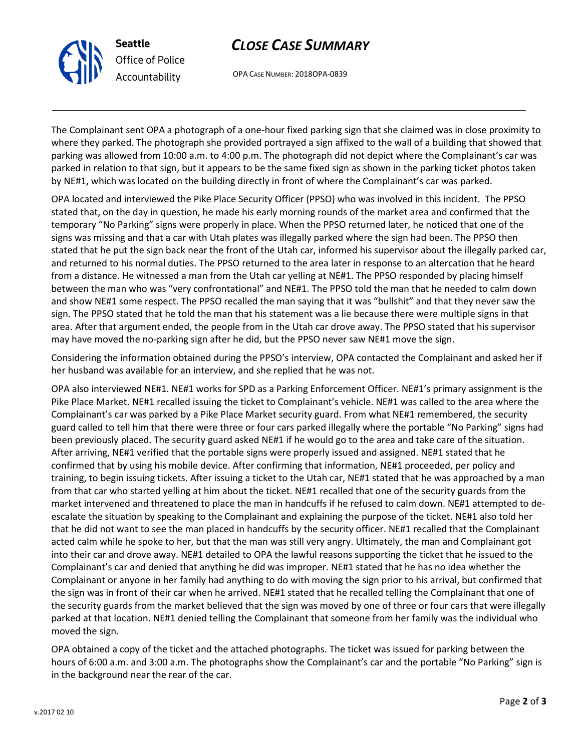The Complainant sent OPA a photograph of a one-hour fixed parking sign that she claimed was in close proximity to where they parked. The photograph she provided portrayed a sign affixed to the wall of a building that showed that parking was allowed from 10:00 a.m. to 4:00 p.m. The photograph did not depict where the Complainant's car was parked in relation to that sign, but it appears to be the same fixed sign as shown in the parking ticket photos taken by NE#1, which was located on the building directly in front of where the Complainant's car was parked.

OPA located and interviewed the Pike Place Security Officer (PPSO) who was involved in this incident. The PPSO stated that, on the day in question, he made his early morning rounds of the market area and confirmed that the temporary "No Parking" signs were properly in place. When the PPSO returned later, he noticed that one of the signs was missing and that a car with Utah plates was illegally parked where the sign had been. The PPSO then stated that he put the sign back near the front of the Utah car, informed his supervisor about the illegally parked car, and returned to his normal duties. The PPSO returned to the area later in response to an altercation that he heard from a distance. He witnessed a man from the Utah car yelling at NE#1. The PPSO responded by placing himself between the man who was "very confrontational" and NE#1. The PPSO told the man that he needed to calm down and show NE#1 some respect. The PPSO recalled the man saying that it was "bullshit" and that they never saw the sign. The PPSO stated that he told the man that his statement was a lie because there were multiple signs in that area. After that argument ended, the people from in the Utah car drove away. The PPSO stated that his supervisor may have moved the no-parking sign after he did, but the PPSO never saw NE#1 move the sign.

Considering the information obtained during the PPSO's interview, OPA contacted the Complainant and asked her if her husband was available for an interview, and she replied that he was not.

OPA also interviewed NE#1. NE#1 works for SPD as a Parking Enforcement Officer. NE#1's primary assignment is the Pike Place Market. NE#1 recalled issuing the ticket to Complainant's vehicle. NE#1 was called to the area where the Complainant's car was parked by a Pike Place Market security guard. From what NE#1 remembered, the security guard called to tell him that there were three or four cars parked illegally where the portable "No Parking" signs had been previously placed. The security guard asked NE#1 if he would go to the area and take care of the situation. After arriving, NE#1 verified that the portable signs were properly issued and assigned. NE#1 stated that he confirmed that by using his mobile device. After confirming that information, NE#1 proceeded, per policy and training, to begin issuing tickets. After issuing a ticket to the Utah car, NE#1 stated that he was approached by a man from that car who started yelling at him about the ticket. NE#1 recalled that one of the security guards from the market intervened and threatened to place the man in handcuffs if he refused to calm down. NE#1 attempted to de-escalate the situation by speaking to the Complainant and explaining the purpose of the ticket. NE#1 also told her that he did not want to see the man placed in handcuffs by the security officer. NE#1 recalled that the Complainant acted calm while he spoke to her, but that the man was still very angry. Ultimately, the man and Complainant got into their car and drove away. NE#1 detailed to OPA the lawful reasons supporting the ticket that he issued to the Complainant's car and denied that anything he did was improper. NE#1 stated that he has no idea whether the Complainant or anyone in her family had anything to do with moving the sign prior to his arrival, but confirmed that the sign was in front of their car when he arrived. NE#1 stated that he recalled telling the Complainant that one of the security guards from the market believed that the sign was moved by one of three or four cars that were illegally parked at that location. NE#1 denied telling the Complainant that someone from her family was the individual who moved the sign.

OPA obtained a copy of the ticket and the attached photographs. The ticket was issued for parking between the hours of 6:00 a.m. and 3:00 a.m. The photographs show the Complainant's car and the portable "No Parking" sign is in the background near the rear of the car.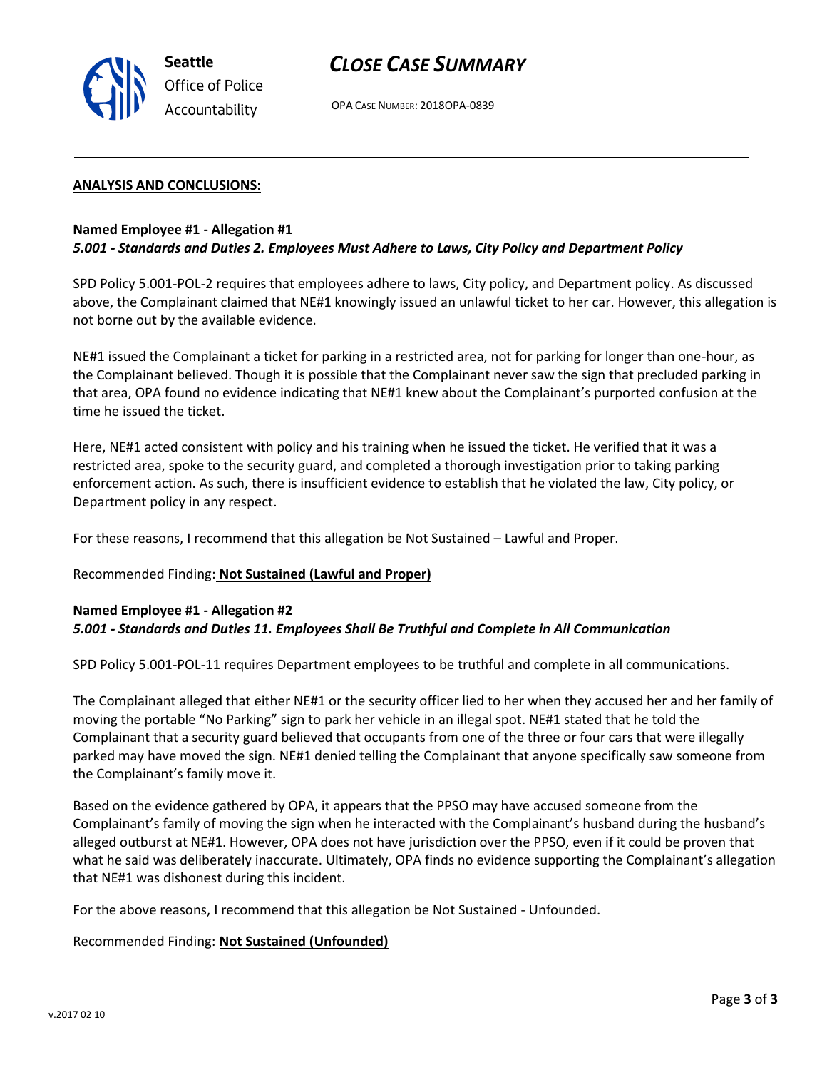**ANALYSIS AND CONCLUSIONS:**

**Named Employee #1 - Allegation #1**
***5.001 - Standards and Duties 2. Employees Must Adhere to Laws, City Policy and Department Policy***

SPD Policy 5.001-POL-2 requires that employees adhere to laws, City policy, and Department policy. As discussed above, the Complainant claimed that NE#1 knowingly issued an unlawful ticket to her car. However, this allegation is not borne out by the available evidence.

NE#1 issued the Complainant a ticket for parking in a restricted area, not for parking for longer than one-hour, as the Complainant believed. Though it is possible that the Complainant never saw the sign that precluded parking in that area, OPA found no evidence indicating that NE#1 knew about the Complainant's purported confusion at the time he issued the ticket.

Here, NE#1 acted consistent with policy and his training when he issued the ticket. He verified that it was a restricted area, spoke to the security guard, and completed a thorough investigation prior to taking parking enforcement action. As such, there is insufficient evidence to establish that he violated the law, City policy, or Department policy in any respect.

For these reasons, I recommend that this allegation be Not Sustained – Lawful and Proper.

Recommended Finding: **Not Sustained (Lawful and Proper)**

**Named Employee #1 - Allegation #2**
***5.001 - Standards and Duties 11. Employees Shall Be Truthful and Complete in All Communication***

SPD Policy 5.001-POL-11 requires Department employees to be truthful and complete in all communications.

The Complainant alleged that either NE#1 or the security officer lied to her when they accused her and her family of moving the portable "No Parking" sign to park her vehicle in an illegal spot. NE#1 stated that he told the Complainant that a security guard believed that occupants from one of the three or four cars that were illegally parked may have moved the sign. NE#1 denied telling the Complainant that anyone specifically saw someone from the Complainant's family move it.

Based on the evidence gathered by OPA, it appears that the PPSO may have accused someone from the Complainant's family of moving the sign when he interacted with the Complainant's husband during the husband's alleged outburst at NE#1. However, OPA does not have jurisdiction over the PPSO, even if it could be proven that what he said was deliberately inaccurate. Ultimately, OPA finds no evidence supporting the Complainant's allegation that NE#1 was dishonest during this incident.

For the above reasons, I recommend that this allegation be Not Sustained - Unfounded.

Recommended Finding: **Not Sustained (Unfounded)**